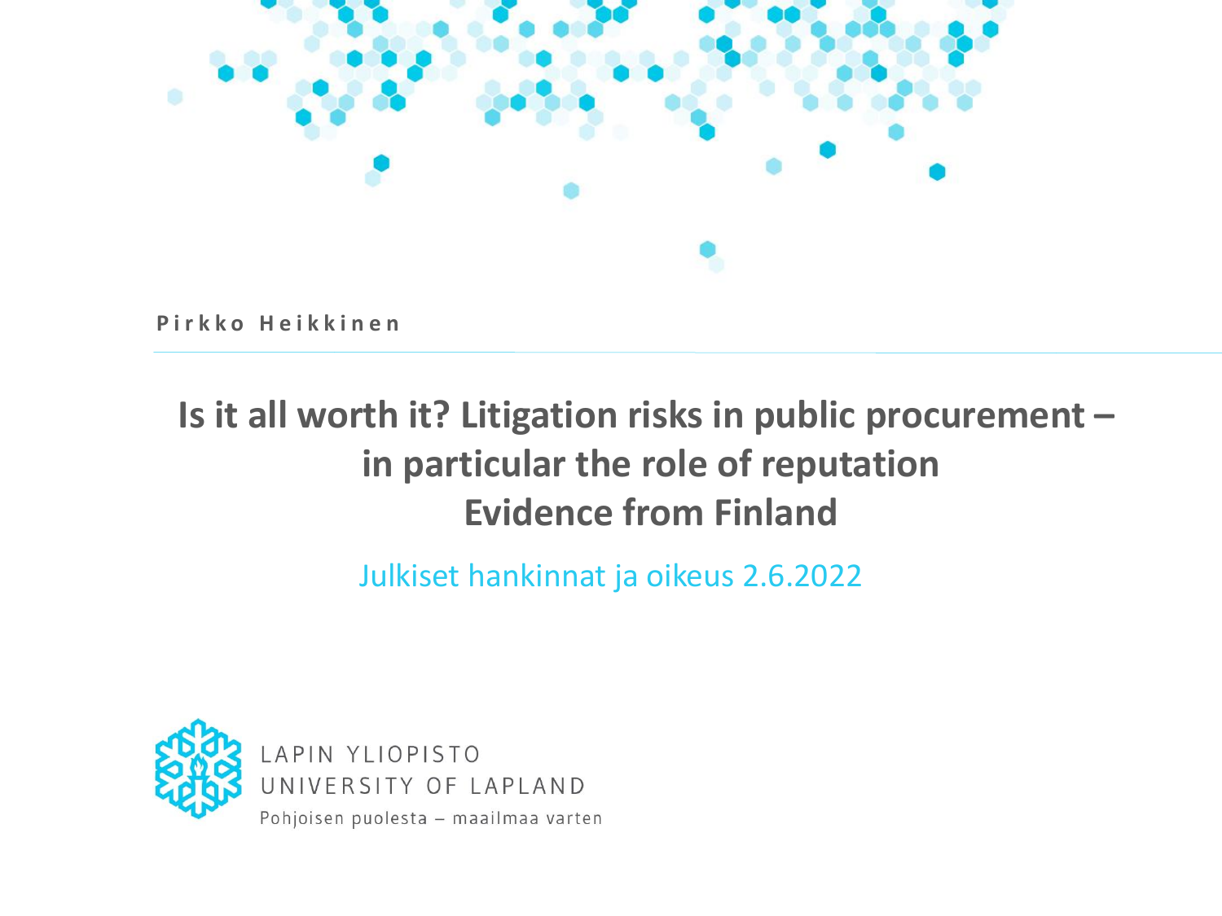**Pirkko Heikkinen**

# Is it all worth it? Litigation risks in public procurement – in particular the role of reputation Evidence from Finland

Julkiset hankinnat ja oikeus 2.6.2022

LAPIN YLIOPISTO
UNIVERSITY OF LAPLAND
Pohjoisen puolesta – maailmaa varten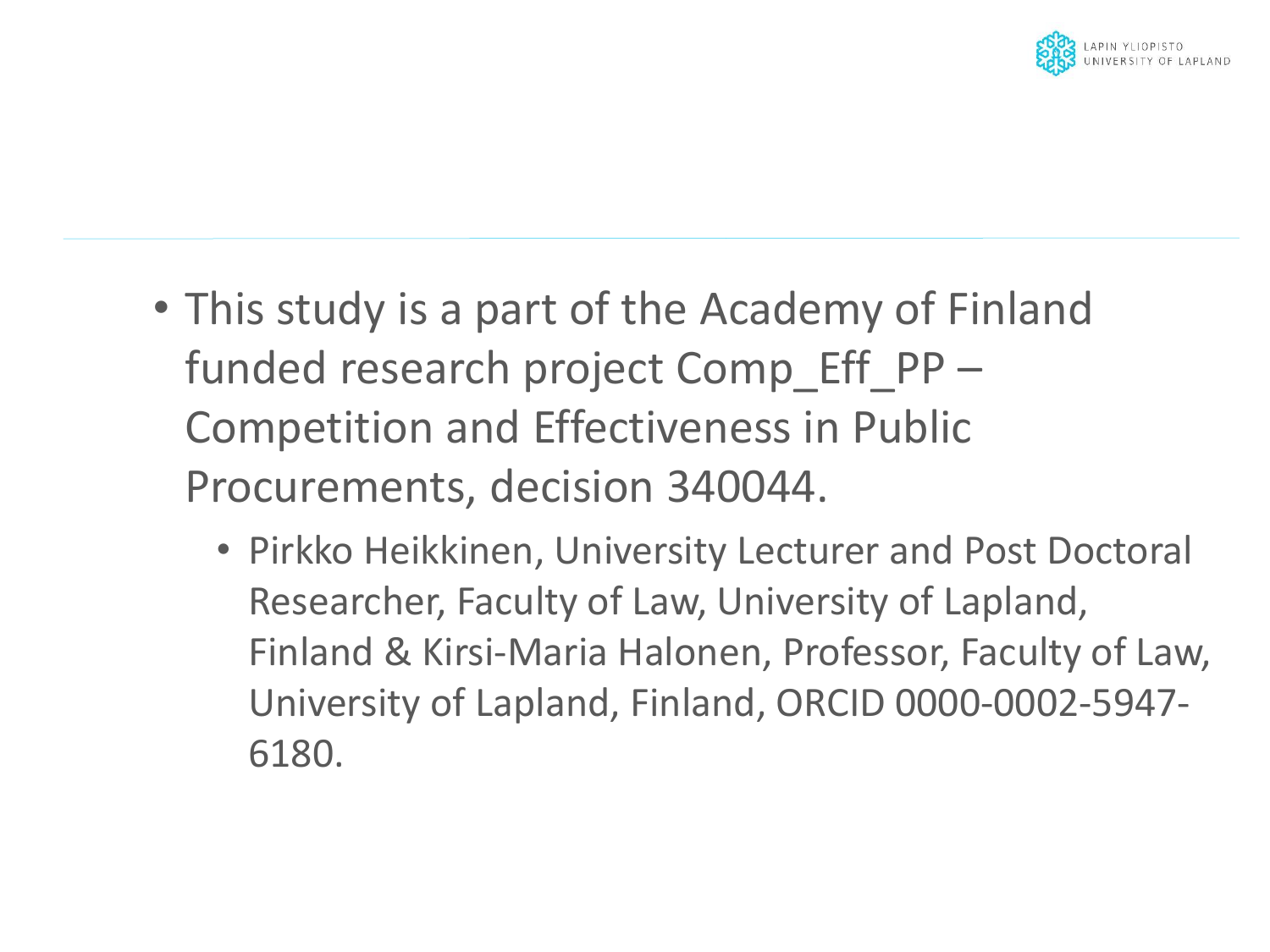- This study is a part of the Academy of Finland funded research project Comp_Eff_PP – Competition and Effectiveness in Public Procurements, decision 340044.
  - Pirkko Heikkinen, University Lecturer and Post Doctoral Researcher, Faculty of Law, University of Lapland, Finland & Kirsi-Maria Halonen, Professor, Faculty of Law, University of Lapland, Finland, ORCID 0000-0002-5947-6180.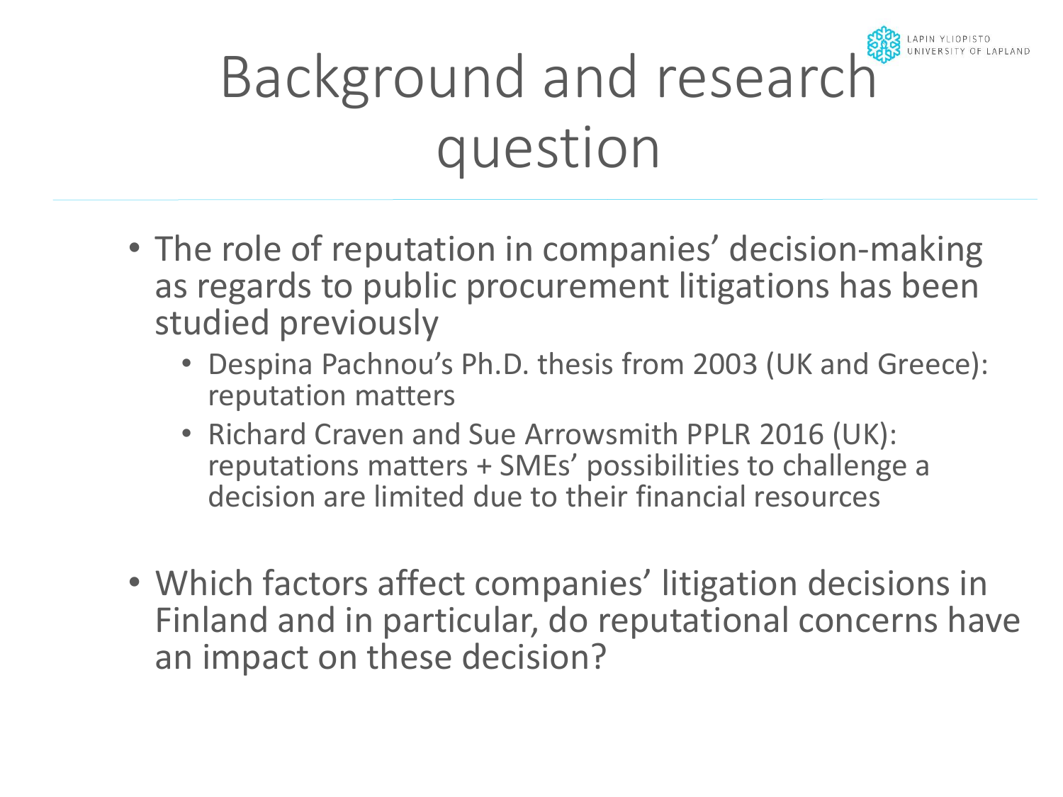# Background and research question

- The role of reputation in companies' decision-making as regards to public procurement litigations has been studied previously
  - Despina Pachnou's Ph.D. thesis from 2003 (UK and Greece): reputation matters
  - Richard Craven and Sue Arrowsmith PPLR 2016 (UK): reputations matters + SMEs' possibilities to challenge a decision are limited due to their financial resources
- Which factors affect companies' litigation decisions in Finland and in particular, do reputational concerns have an impact on these decision?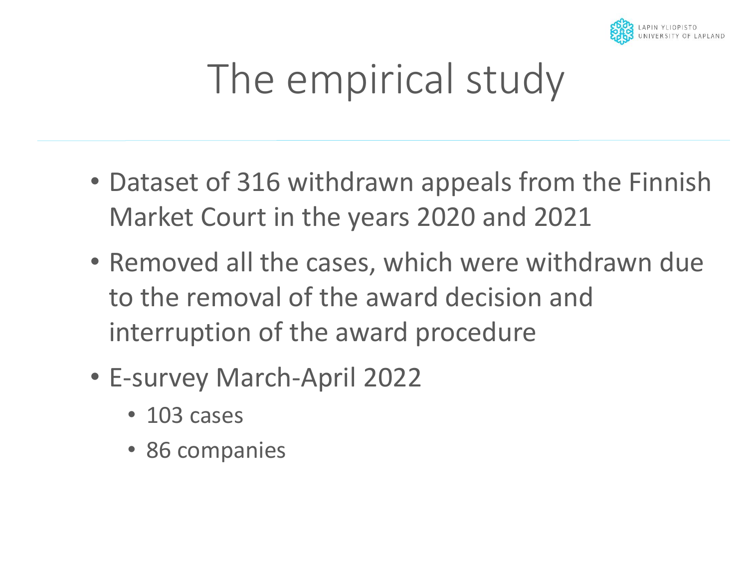# The empirical study

- Dataset of 316 withdrawn appeals from the Finnish Market Court in the years 2020 and 2021
- Removed all the cases, which were withdrawn due to the removal of the award decision and interruption of the award procedure
- E-survey March-April 2022
  - 103 cases
  - 86 companies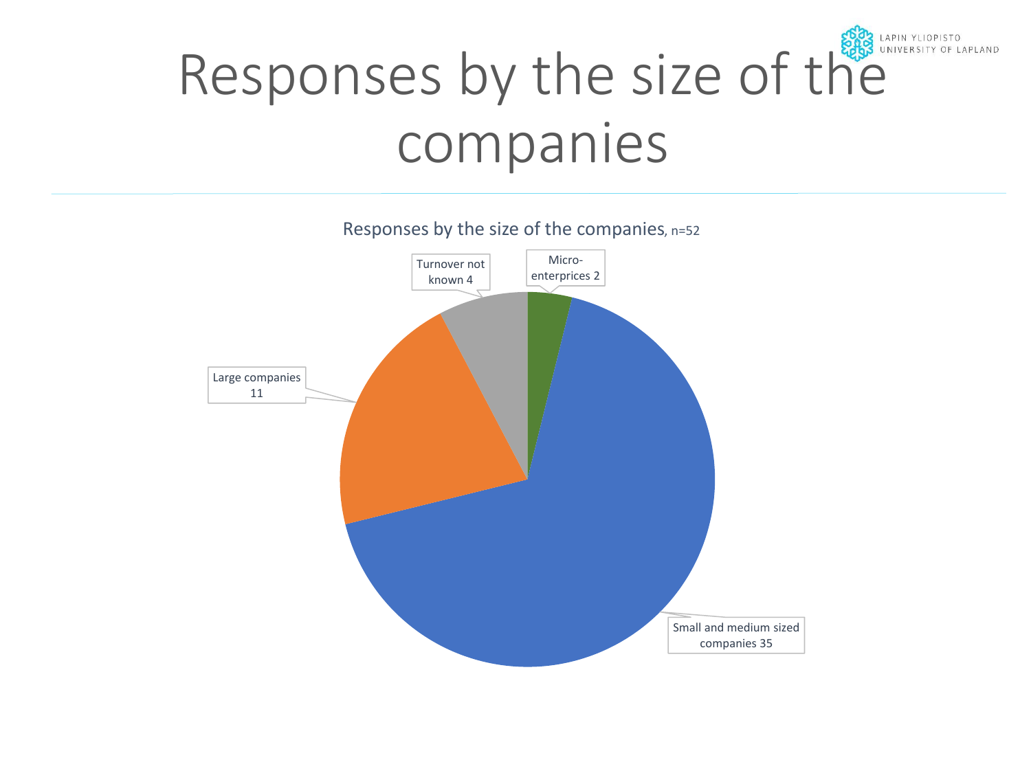# Responses by the size of the companies

Responses by the size of the companies, n=52

- Micro-enterprices 2
- Small and medium sized companies 35
- Large companies 11
- Turnover not known 4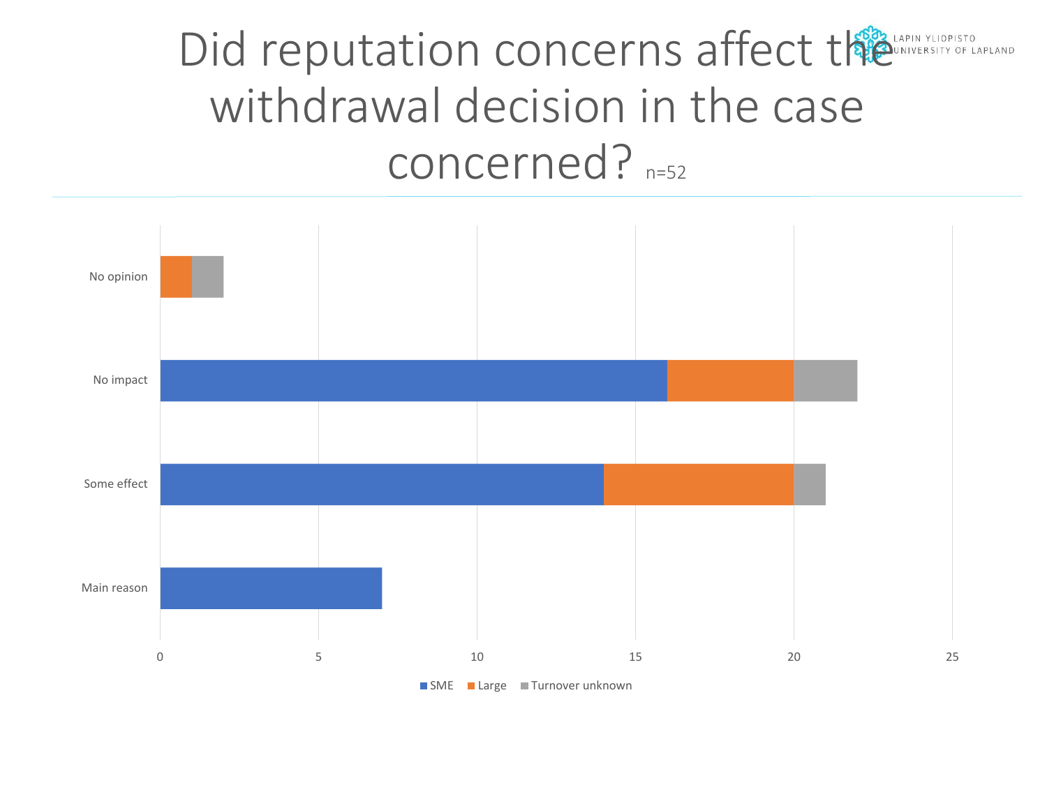# Did reputation concerns affect the withdrawal decision in the case concerned? n=52

| | SME | Large | Turnover unknown |
|---|---|---|---|
| No opinion | 0 | 1 | 1 |
| No impact | 16 | 4 | 2 |
| Some effect | 14 | 6 | 1 |
| Main reason | 7 | 0 | 0 |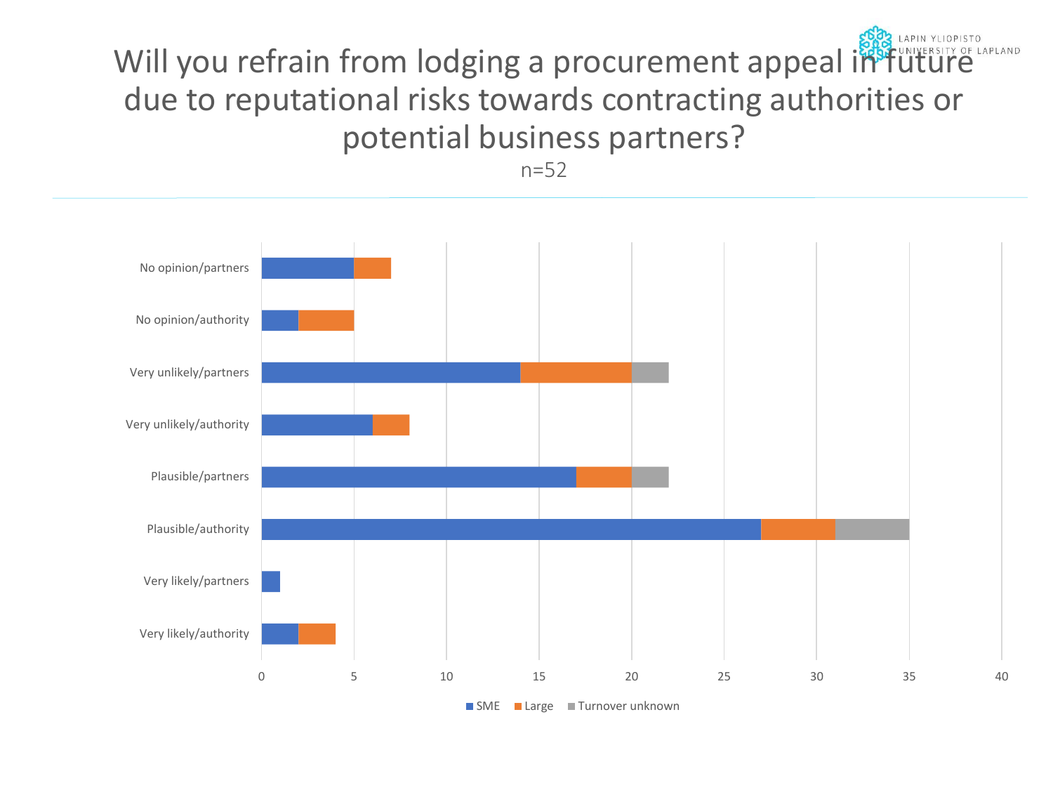# Will you refrain from lodging a procurement appeal in future due to reputational risks towards contracting authorities or potential business partners?

n=52

| Category | SME | Large | Turnover unknown |
|---|---|---|---|
| No opinion/partners | 5 | 2 | |
| No opinion/authority | 2 | 3 | |
| Very unlikely/partners | 14 | 6 | 2 |
| Very unlikely/authority | 6 | 2 | |
| Plausible/partners | 17 | 3 | 2 |
| Plausible/authority | 27 | 4 | 4 |
| Very likely/partners | 1 | | |
| Very likely/authority | 2 | 2 | |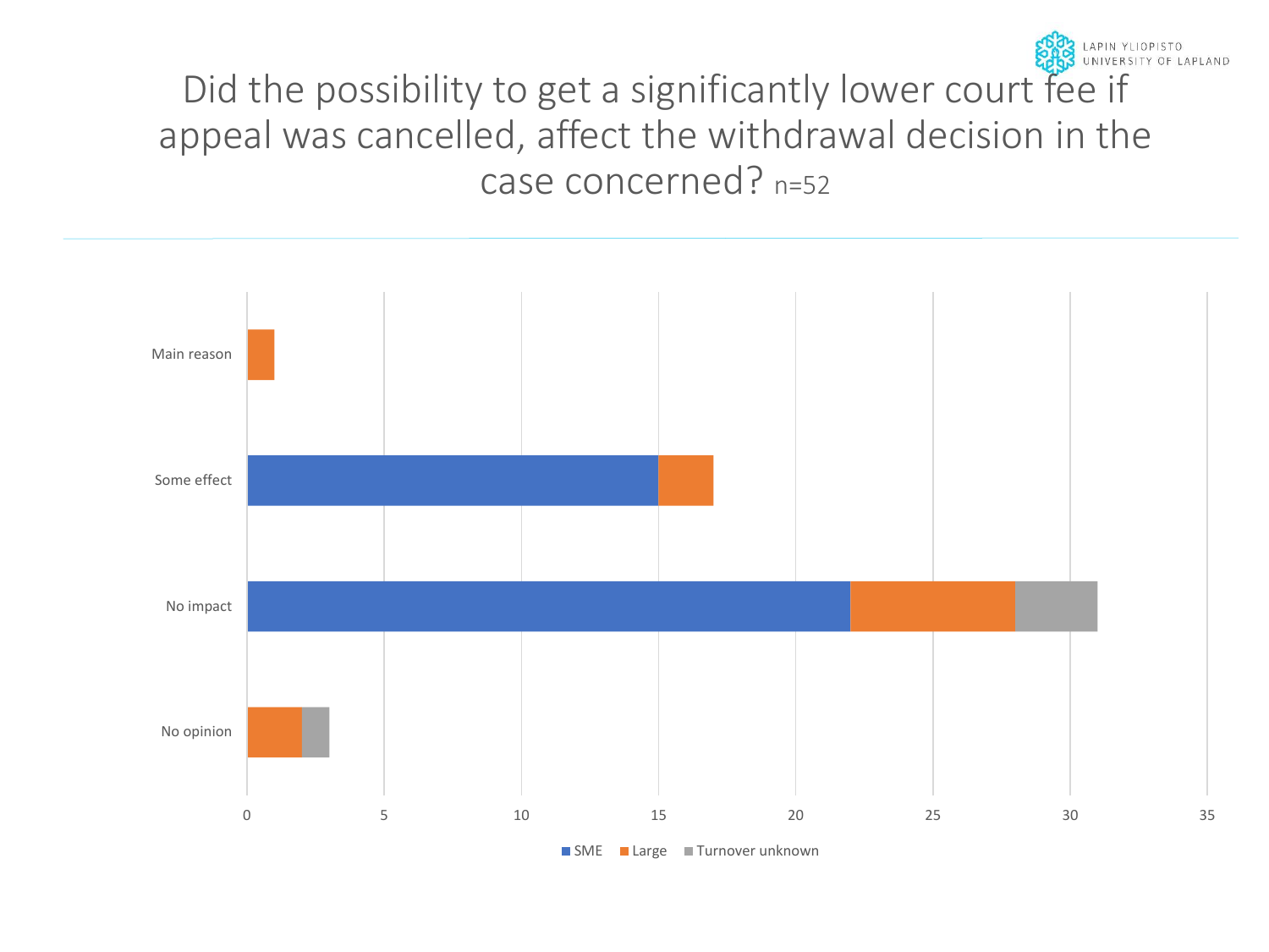# Did the possibility to get a significantly lower court fee if appeal was cancelled, affect the withdrawal decision in the case concerned? n=52

| | SME | Large | Turnover unknown |
|---|---|---|---|
| Main reason | 0 | 1 | 0 |
| Some effect | 15 | 2 | 0 |
| No impact | 22 | 6 | 3 |
| No opinion | 0 | 2 | 1 |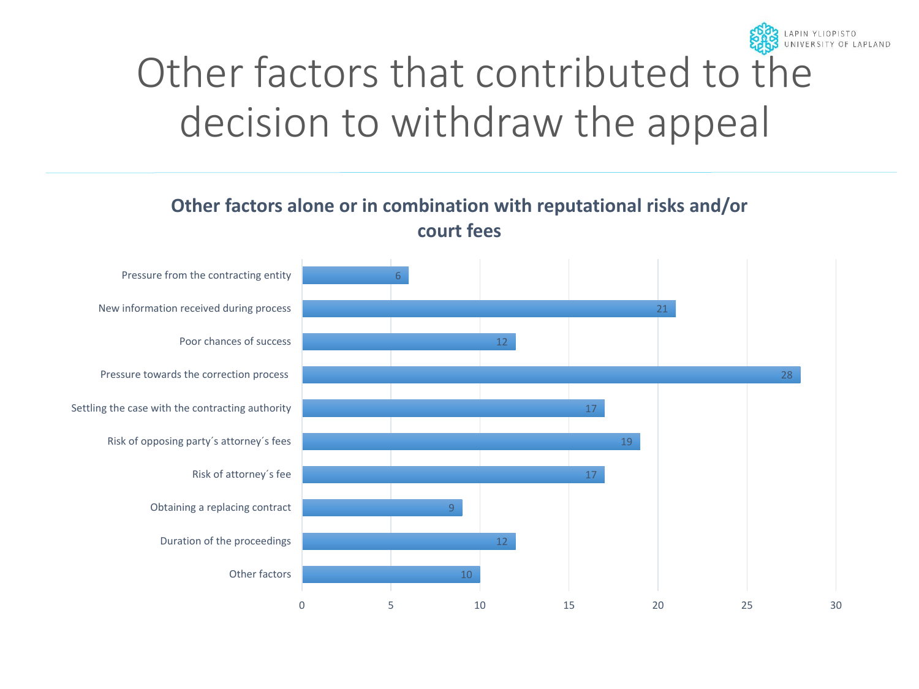# Other factors that contributed to the decision to withdraw the appeal

## Other factors alone or in combination with reputational risks and/or court fees

| Factor | Count |
| --- | --- |
| Pressure from the contracting entity | 6 |
| New information received during process | 21 |
| Poor chances of success | 12 |
| Pressure towards the correction process | 28 |
| Settling the case with the contracting authority | 17 |
| Risk of opposing party´s attorney´s fees | 19 |
| Risk of attorney´s fee | 17 |
| Obtaining a replacing contract | 9 |
| Duration of the proceedings | 12 |
| Other factors | 10 |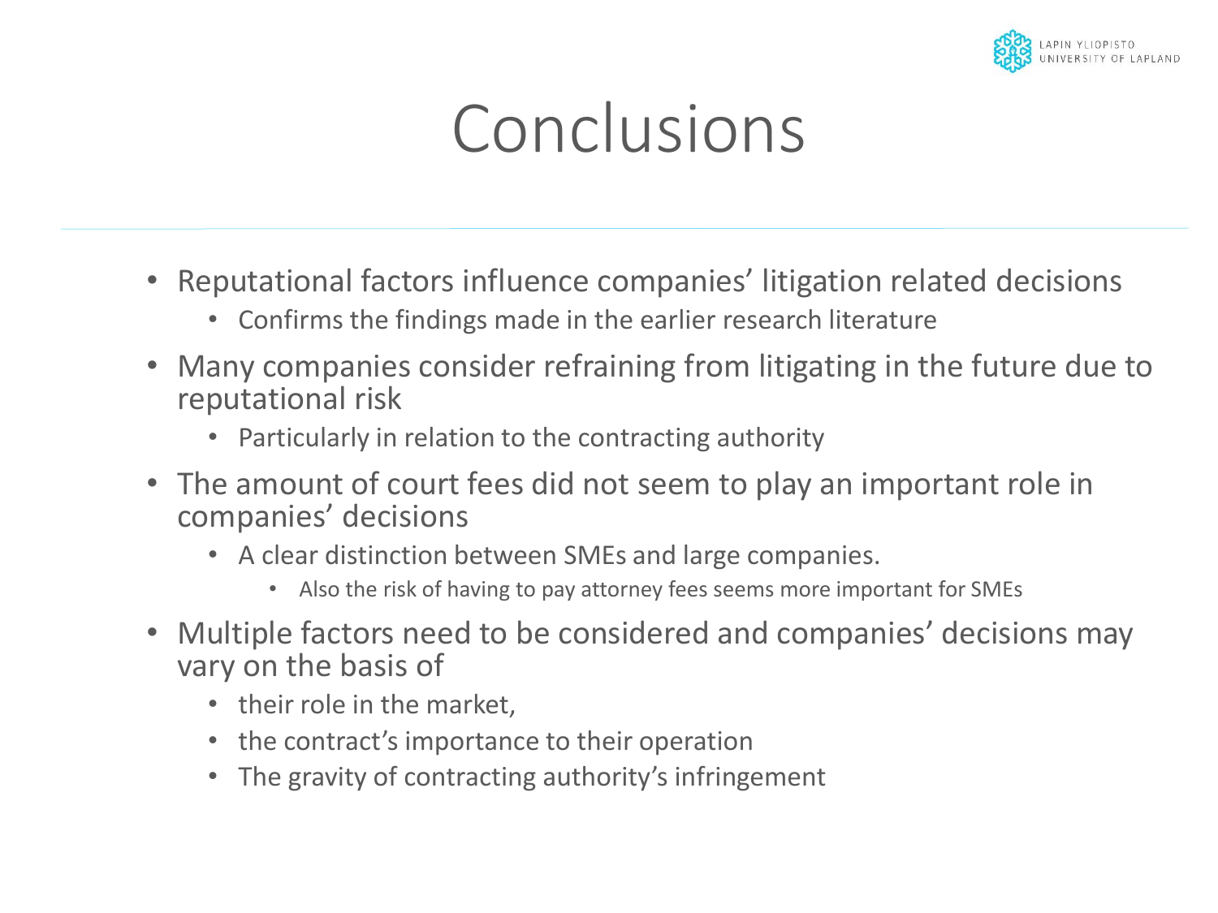# Conclusions

- Reputational factors influence companies' litigation related decisions
  - Confirms the findings made in the earlier research literature
- Many companies consider refraining from litigating in the future due to reputational risk
  - Particularly in relation to the contracting authority
- The amount of court fees did not seem to play an important role in companies' decisions
  - A clear distinction between SMEs and large companies.
    - Also the risk of having to pay attorney fees seems more important for SMEs
- Multiple factors need to be considered and companies' decisions may vary on the basis of
  - their role in the market,
  - the contract's importance to their operation
  - The gravity of contracting authority's infringement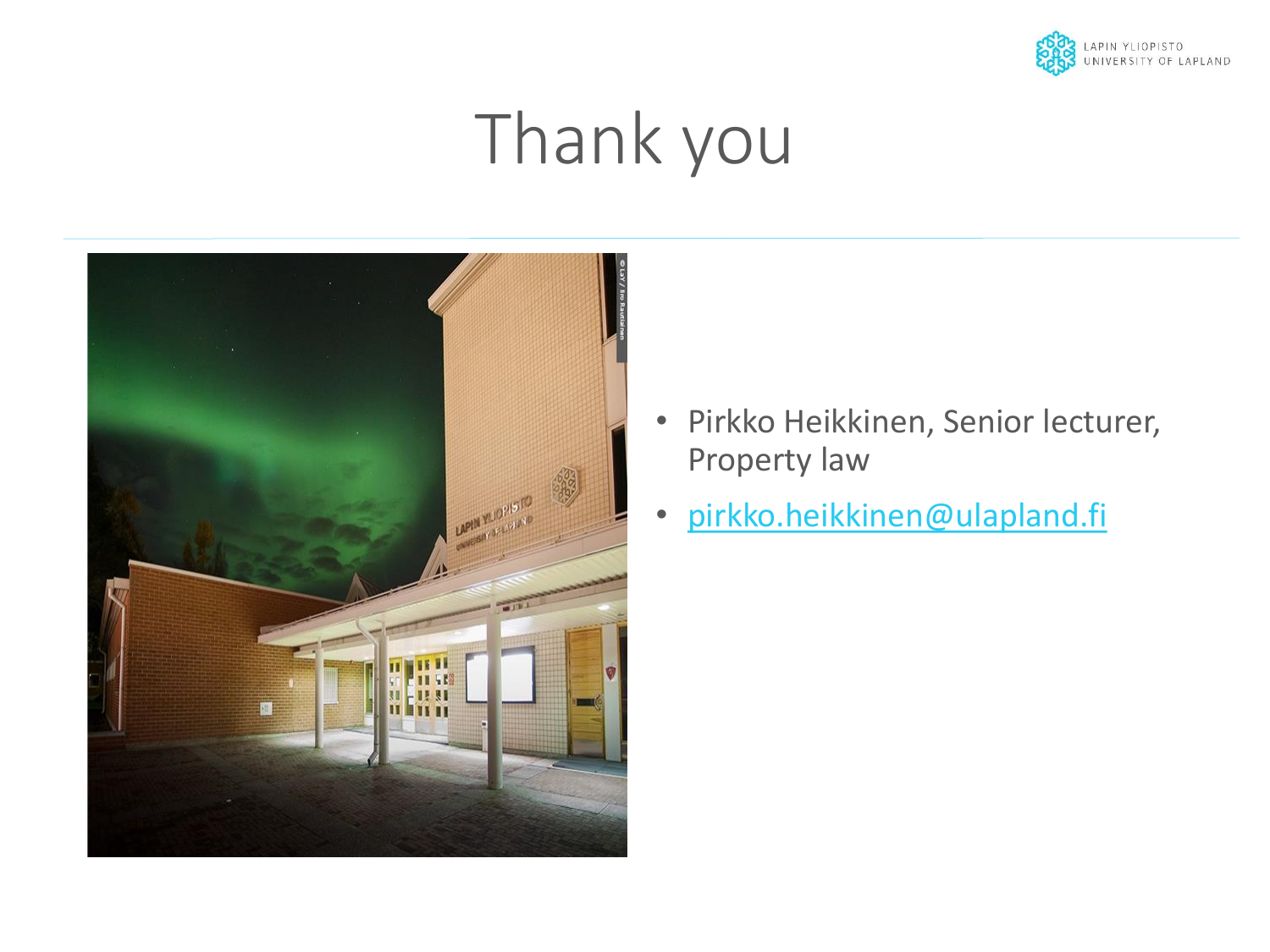# Thank you

- Pirkko Heikkinen, Senior lecturer, Property law
- pirkko.heikkinen@ulapland.fi